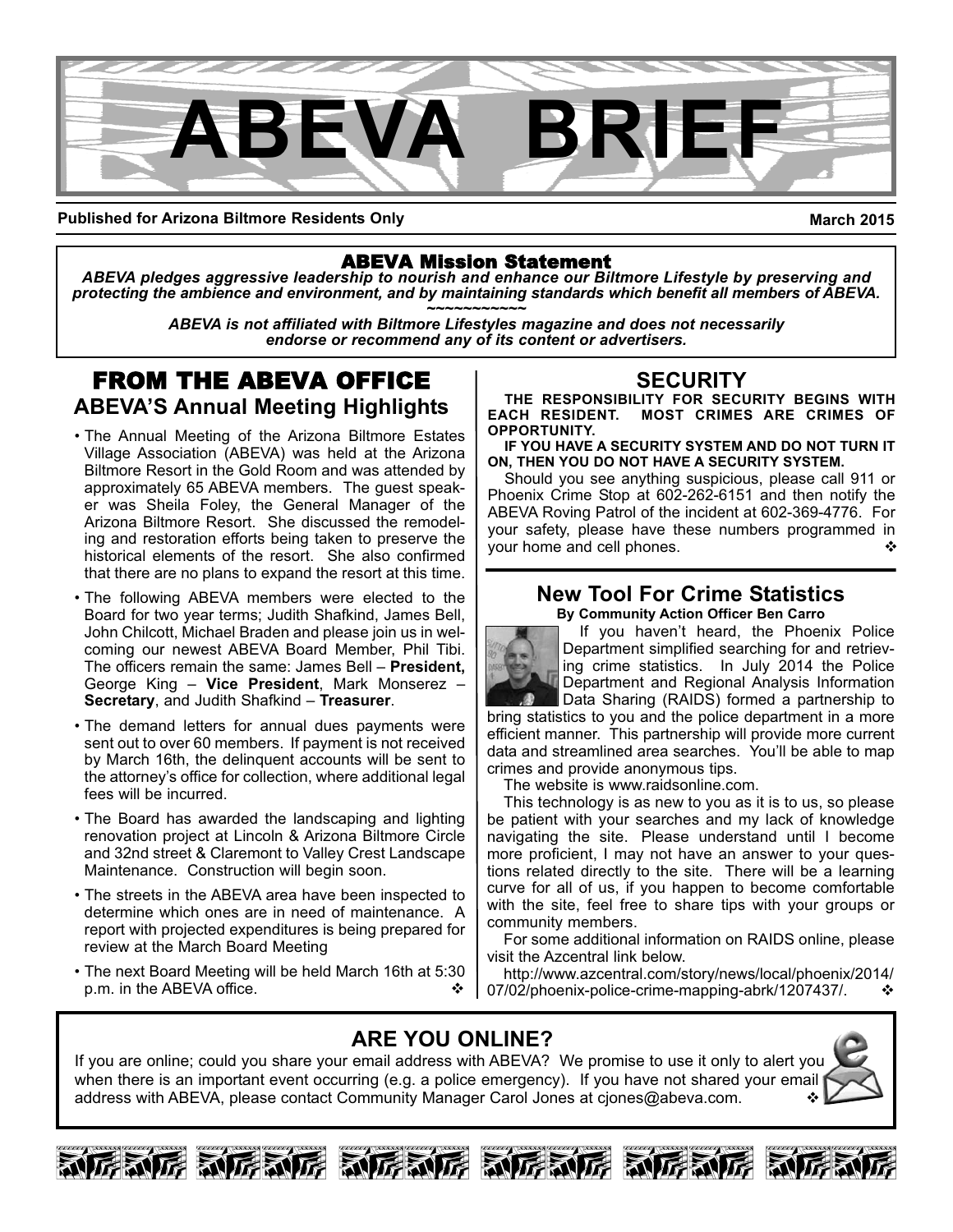# ABEVA BRIEF

**Published for Arizona Biltmore Residents Only** **March 2015**

**ABEVA Mission Statement**

***ABEVA pledges aggressive leadership to nourish and enhance our Biltmore Lifestyle by preserving and protecting the ambience and environment, and by maintaining standards which benefit all members of ABEVA.***

~~~~~~~~~~~

***ABEVA is not affiliated with Biltmore Lifestyles magazine and does not necessarily endorse or recommend any of its content or advertisers.***

## FROM THE ABEVA OFFICE

### ABEVA'S Annual Meeting Highlights

- The Annual Meeting of the Arizona Biltmore Estates Village Association (ABEVA) was held at the Arizona Biltmore Resort in the Gold Room and was attended by approximately 65 ABEVA members. The guest speaker was Sheila Foley, the General Manager of the Arizona Biltmore Resort. She discussed the remodeling and restoration efforts being taken to preserve the historical elements of the resort. She also confirmed that there are no plans to expand the resort at this time.
- The following ABEVA members were elected to the Board for two year terms; Judith Shafkind, James Bell, John Chilcott, Michael Braden and please join us in welcoming our newest ABEVA Board Member, Phil Tibi. The officers remain the same: James Bell – **President,** George King – **Vice President**, Mark Monserez – **Secretary**, and Judith Shafkind – **Treasurer**.
- The demand letters for annual dues payments were sent out to over 60 members. If payment is not received by March 16th, the delinquent accounts will be sent to the attorney's office for collection, where additional legal fees will be incurred.
- The Board has awarded the landscaping and lighting renovation project at Lincoln & Arizona Biltmore Circle and 32nd street & Claremont to Valley Crest Landscape Maintenance. Construction will begin soon.
- The streets in the ABEVA area have been inspected to determine which ones are in need of maintenance. A report with projected expenditures is being prepared for review at the March Board Meeting
- The next Board Meeting will be held March 16th at 5:30 p.m. in the ABEVA office. ❖

## SECURITY

**THE RESPONSIBILITY FOR SECURITY BEGINS WITH EACH RESIDENT. MOST CRIMES ARE CRIMES OF OPPORTUNITY.**

**IF YOU HAVE A SECURITY SYSTEM AND DO NOT TURN IT ON, THEN YOU DO NOT HAVE A SECURITY SYSTEM.**

Should you see anything suspicious, please call 911 or Phoenix Crime Stop at 602-262-6151 and then notify the ABEVA Roving Patrol of the incident at 602-369-4776. For your safety, please have these numbers programmed in your home and cell phones. ❖

## New Tool For Crime Statistics

**By Community Action Officer Ben Carro**

If you haven't heard, the Phoenix Police Department simplified searching for and retrieving crime statistics. In July 2014 the Police Department and Regional Analysis Information Data Sharing (RAIDS) formed a partnership to bring statistics to you and the police department in a more efficient manner. This partnership will provide more current data and streamlined area searches. You'll be able to map crimes and provide anonymous tips.

The website is www.raidsonline.com.

This technology is as new to you as it is to us, so please be patient with your searches and my lack of knowledge navigating the site. Please understand until I become more proficient, I may not have an answer to your questions related directly to the site. There will be a learning curve for all of us, if you happen to become comfortable with the site, feel free to share tips with your groups or community members.

For some additional information on RAIDS online, please visit the Azcentral link below.

http://www.azcentral.com/story/news/local/phoenix/2014/07/02/phoenix-police-crime-mapping-abrk/1207437/. ❖

## ARE YOU ONLINE?

If you are online; could you share your email address with ABEVA? We promise to use it only to alert you when there is an important event occurring (e.g. a police emergency). If you have not shared your email address with ABEVA, please contact Community Manager Carol Jones at cjones@abeva.com. ❖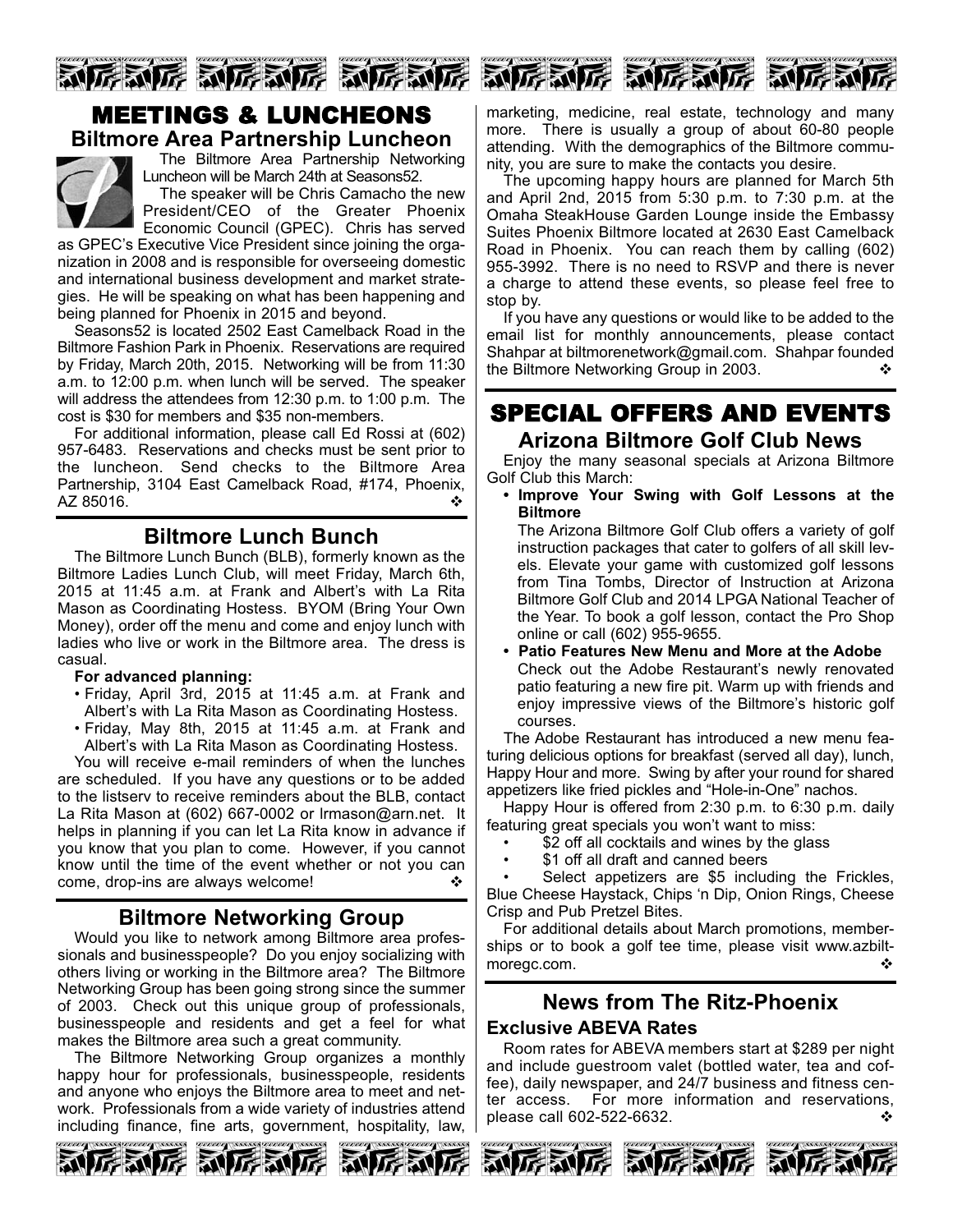# MEETINGS & LUNCHEONS

## Biltmore Area Partnership Luncheon

The Biltmore Area Partnership Networking Luncheon will be March 24th at Seasons52.

The speaker will be Chris Camacho the new President/CEO of the Greater Phoenix Economic Council (GPEC). Chris has served as GPEC's Executive Vice President since joining the organization in 2008 and is responsible for overseeing domestic and international business development and market strategies. He will be speaking on what has been happening and being planned for Phoenix in 2015 and beyond.

Seasons52 is located 2502 East Camelback Road in the Biltmore Fashion Park in Phoenix. Reservations are required by Friday, March 20th, 2015. Networking will be from 11:30 a.m. to 12:00 p.m. when lunch will be served. The speaker will address the attendees from 12:30 p.m. to 1:00 p.m. The cost is $30 for members and $35 non-members.

For additional information, please call Ed Rossi at (602) 957-6483. Reservations and checks must be sent prior to the luncheon. Send checks to the Biltmore Area Partnership, 3104 East Camelback Road, #174, Phoenix, AZ 85016. ❖

## Biltmore Lunch Bunch

The Biltmore Lunch Bunch (BLB), formerly known as the Biltmore Ladies Lunch Club, will meet Friday, March 6th, 2015 at 11:45 a.m. at Frank and Albert's with La Rita Mason as Coordinating Hostess. BYOM (Bring Your Own Money), order off the menu and come and enjoy lunch with ladies who live or work in the Biltmore area. The dress is casual.

**For advanced planning:**

- Friday, April 3rd, 2015 at 11:45 a.m. at Frank and Albert's with La Rita Mason as Coordinating Hostess.
- Friday, May 8th, 2015 at 11:45 a.m. at Frank and Albert's with La Rita Mason as Coordinating Hostess.

You will receive e-mail reminders of when the lunches are scheduled. If you have any questions or to be added to the listserv to receive reminders about the BLB, contact La Rita Mason at (602) 667-0002 or lrmason@arn.net. It helps in planning if you can let La Rita know in advance if you know that you plan to come. However, if you cannot know until the time of the event whether or not you can come, drop-ins are always welcome! ❖

## Biltmore Networking Group

Would you like to network among Biltmore area professionals and businesspeople? Do you enjoy socializing with others living or working in the Biltmore area? The Biltmore Networking Group has been going strong since the summer of 2003. Check out this unique group of professionals, businesspeople and residents and get a feel for what makes the Biltmore area such a great community.

The Biltmore Networking Group organizes a monthly happy hour for professionals, businesspeople, residents and anyone who enjoys the Biltmore area to meet and network. Professionals from a wide variety of industries attend including finance, fine arts, government, hospitality, law, marketing, medicine, real estate, technology and many more. There is usually a group of about 60-80 people attending. With the demographics of the Biltmore community, you are sure to make the contacts you desire.

The upcoming happy hours are planned for March 5th and April 2nd, 2015 from 5:30 p.m. to 7:30 p.m. at the Omaha SteakHouse Garden Lounge inside the Embassy Suites Phoenix Biltmore located at 2630 East Camelback Road in Phoenix. You can reach them by calling (602) 955-3992. There is no need to RSVP and there is never a charge to attend these events, so please feel free to stop by.

If you have any questions or would like to be added to the email list for monthly announcements, please contact Shahpar at biltmorenetwork@gmail.com. Shahpar founded the Biltmore Networking Group in 2003. ❖

# SPECIAL OFFERS AND EVENTS

## Arizona Biltmore Golf Club News

Enjoy the many seasonal specials at Arizona Biltmore Golf Club this March:

- **Improve Your Swing with Golf Lessons at the Biltmore**

  The Arizona Biltmore Golf Club offers a variety of golf instruction packages that cater to golfers of all skill levels. Elevate your game with customized golf lessons from Tina Tombs, Director of Instruction at Arizona Biltmore Golf Club and 2014 LPGA National Teacher of the Year. To book a golf lesson, contact the Pro Shop online or call (602) 955-9655.

- **Patio Features New Menu and More at the Adobe**

  Check out the Adobe Restaurant's newly renovated patio featuring a new fire pit. Warm up with friends and enjoy impressive views of the Biltmore's historic golf courses.

The Adobe Restaurant has introduced a new menu featuring delicious options for breakfast (served all day), lunch, Happy Hour and more. Swing by after your round for shared appetizers like fried pickles and "Hole-in-One" nachos.

Happy Hour is offered from 2:30 p.m. to 6:30 p.m. daily featuring great specials you won't want to miss:

- $2 off all cocktails and wines by the glass
- $1 off all draft and canned beers
- Select appetizers are $5 including the Frickles, Blue Cheese Haystack, Chips 'n Dip, Onion Rings, Cheese Crisp and Pub Pretzel Bites.

For additional details about March promotions, memberships or to book a golf tee time, please visit www.azbiltmoregc.com. ❖

## News from The Ritz-Phoenix

### Exclusive ABEVA Rates

Room rates for ABEVA members start at $289 per night and include guestroom valet (bottled water, tea and coffee), daily newspaper, and 24/7 business and fitness center access. For more information and reservations, please call 602-522-6632. ❖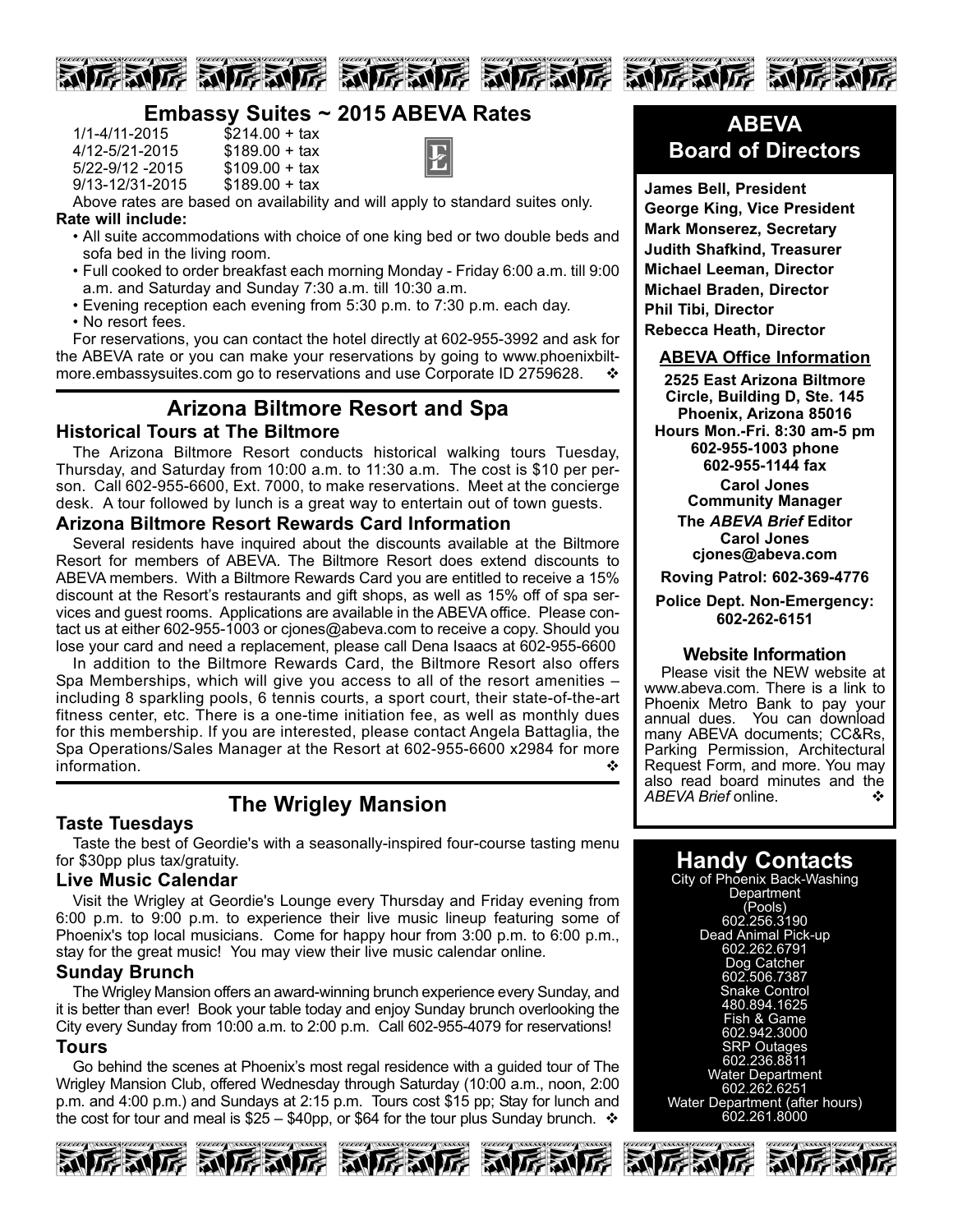## Embassy Suites ~ 2015 ABEVA Rates

| | |
|---|---|
| 1/1-4/11-2015 | $214.00 + tax |
| 4/12-5/21-2015 | $189.00 + tax |
| 5/22-9/12 -2015 | $109.00 + tax |
| 9/13-12/31-2015 | $189.00 + tax |

Above rates are based on availability and will apply to standard suites only.

**Rate will include:**

- All suite accommodations with choice of one king bed or two double beds and sofa bed in the living room.
- Full cooked to order breakfast each morning Monday - Friday 6:00 a.m. till 9:00 a.m. and Saturday and Sunday 7:30 a.m. till 10:30 a.m.
- Evening reception each evening from 5:30 p.m. to 7:30 p.m. each day.
- No resort fees.

For reservations, you can contact the hotel directly at 602-955-3992 and ask for the ABEVA rate or you can make your reservations by going to www.phoenixbiltmore.embassysuites.com go to reservations and use Corporate ID 2759628. ❖

## Arizona Biltmore Resort and Spa

### Historical Tours at The Biltmore

The Arizona Biltmore Resort conducts historical walking tours Tuesday, Thursday, and Saturday from 10:00 a.m. to 11:30 a.m. The cost is $10 per person. Call 602-955-6600, Ext. 7000, to make reservations. Meet at the concierge desk. A tour followed by lunch is a great way to entertain out of town guests.

### Arizona Biltmore Resort Rewards Card Information

Several residents have inquired about the discounts available at the Biltmore Resort for members of ABEVA. The Biltmore Resort does extend discounts to ABEVA members. With a Biltmore Rewards Card you are entitled to receive a 15% discount at the Resort's restaurants and gift shops, as well as 15% off of spa services and guest rooms. Applications are available in the ABEVA office. Please contact us at either 602-955-1003 or cjones@abeva.com to receive a copy. Should you lose your card and need a replacement, please call Dena Isaacs at 602-955-6600

In addition to the Biltmore Rewards Card, the Biltmore Resort also offers Spa Memberships, which will give you access to all of the resort amenities – including 8 sparkling pools, 6 tennis courts, a sport court, their state-of-the-art fitness center, etc. There is a one-time initiation fee, as well as monthly dues for this membership. If you are interested, please contact Angela Battaglia, the Spa Operations/Sales Manager at the Resort at 602-955-6600 x2984 for more information. ❖

## The Wrigley Mansion

### Taste Tuesdays

Taste the best of Geordie's with a seasonally-inspired four-course tasting menu for $30pp plus tax/gratuity.

### Live Music Calendar

Visit the Wrigley at Geordie's Lounge every Thursday and Friday evening from 6:00 p.m. to 9:00 p.m. to experience their live music lineup featuring some of Phoenix's top local musicians. Come for happy hour from 3:00 p.m. to 6:00 p.m., stay for the great music! You may view their live music calendar online.

### Sunday Brunch

The Wrigley Mansion offers an award-winning brunch experience every Sunday, and it is better than ever! Book your table today and enjoy Sunday brunch overlooking the City every Sunday from 10:00 a.m. to 2:00 p.m. Call 602-955-4079 for reservations!

### Tours

Go behind the scenes at Phoenix's most regal residence with a guided tour of The Wrigley Mansion Club, offered Wednesday through Saturday (10:00 a.m., noon, 2:00 p.m. and 4:00 p.m.) and Sundays at 2:15 p.m. Tours cost $15 pp; Stay for lunch and the cost for tour and meal is $25 – $40pp, or $64 for the tour plus Sunday brunch. ❖

## ABEVA Board of Directors

**James Bell, President**
**George King, Vice President**
**Mark Monserez, Secretary**
**Judith Shafkind, Treasurer**
**Michael Leeman, Director**
**Michael Braden, Director**
**Phil Tibi, Director**
**Rebecca Heath, Director**

### ABEVA Office Information

**2525 East Arizona Biltmore Circle, Building D, Ste. 145**
**Phoenix, Arizona 85016**
**Hours Mon.-Fri. 8:30 am-5 pm**
**602-955-1003 phone**
**602-955-1144 fax**

**Carol Jones**
**Community Manager**

**The *ABEVA Brief* Editor**
**Carol Jones**
**cjones@abeva.com**

**Roving Patrol: 602-369-4776**

**Police Dept. Non-Emergency: 602-262-6151**

### Website Information

Please visit the NEW website at www.abeva.com. There is a link to Phoenix Metro Bank to pay your annual dues. You can download many ABEVA documents; CC&Rs, Parking Permission, Architectural Request Form, and more. You may also read board minutes and the *ABEVA Brief* online. ❖

## Handy Contacts

City of Phoenix Back-Washing Department (Pools)
602.256.3190
Dead Animal Pick-up
602.262.6791
Dog Catcher
602.506.7387
Snake Control
480.894.1625
Fish & Game
602.942.3000
SRP Outages
602.236.8811
Water Department
602.262.6251
Water Department (after hours)
602.261.8000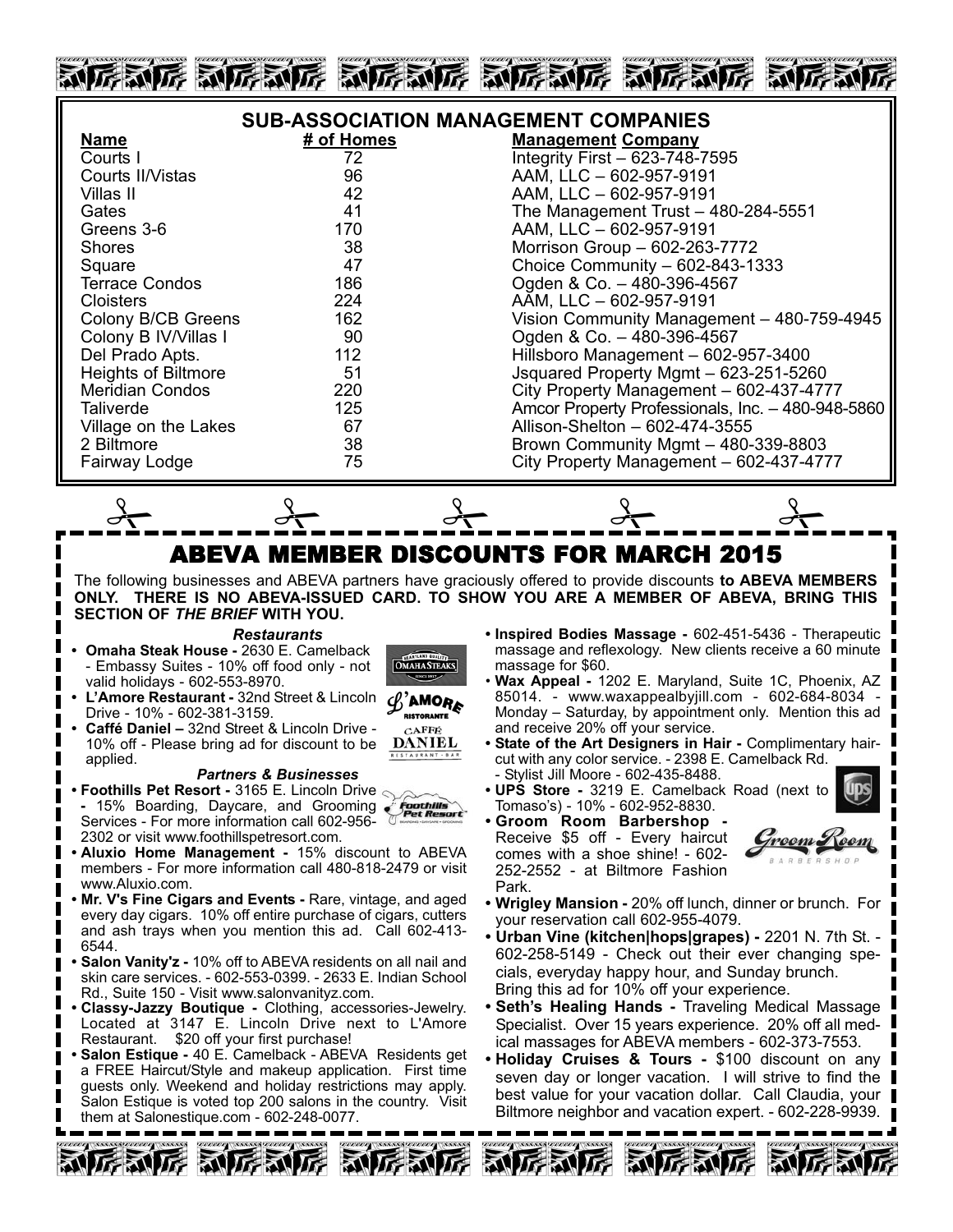## SUB-ASSOCIATION MANAGEMENT COMPANIES

| Name | # of Homes | Management Company |
|---|---|---|
| Courts I | 72 | Integrity First – 623-748-7595 |
| Courts II/Vistas | 96 | AAM, LLC – 602-957-9191 |
| Villas II | 42 | AAM, LLC – 602-957-9191 |
| Gates | 41 | The Management Trust – 480-284-5551 |
| Greens 3-6 | 170 | AAM, LLC – 602-957-9191 |
| Shores | 38 | Morrison Group – 602-263-7772 |
| Square | 47 | Choice Community – 602-843-1333 |
| Terrace Condos | 186 | Ogden & Co. – 480-396-4567 |
| Cloisters | 224 | AAM, LLC – 602-957-9191 |
| Colony B/CB Greens | 162 | Vision Community Management – 480-759-4945 |
| Colony B IV/Villas I | 90 | Ogden & Co. – 480-396-4567 |
| Del Prado Apts. | 112 | Hillsboro Management – 602-957-3400 |
| Heights of Biltmore | 51 | Jsquared Property Mgmt – 623-251-5260 |
| Meridian Condos | 220 | City Property Management – 602-437-4777 |
| Taliverde | 125 | Amcor Property Professionals, Inc. – 480-948-5860 |
| Village on the Lakes | 67 | Allison-Shelton – 602-474-3555 |
| 2 Biltmore | 38 | Brown Community Mgmt – 480-339-8803 |
| Fairway Lodge | 75 | City Property Management – 602-437-4777 |

## ABEVA MEMBER DISCOUNTS FOR MARCH 2015

The following businesses and ABEVA partners have graciously offered to provide discounts **to ABEVA MEMBERS ONLY. THERE IS NO ABEVA-ISSUED CARD. TO SHOW YOU ARE A MEMBER OF ABEVA, BRING THIS SECTION OF *THE BRIEF* WITH YOU.**

### *Restaurants*

- **Omaha Steak House -** 2630 E. Camelback - Embassy Suites - 10% off food only - not valid holidays - 602-553-8970.
- **L'Amore Restaurant -** 32nd Street & Lincoln Drive - 10% - 602-381-3159.
- **Caffé Daniel –** 32nd Street & Lincoln Drive - 10% off - Please bring ad for discount to be applied.

### *Partners & Businesses*

- **Foothills Pet Resort -** 3165 E. Lincoln Drive **-** 15% Boarding, Daycare, and Grooming Services - For more information call 602-956-2302 or visit www.foothillspetresort.com.
- **Aluxio Home Management -** 15% discount to ABEVA members - For more information call 480-818-2479 or visit www.Aluxio.com.
- **Mr. V's Fine Cigars and Events -** Rare, vintage, and aged every day cigars. 10% off entire purchase of cigars, cutters and ash trays when you mention this ad. Call 602-413-6544.
- **Salon Vanity'z -** 10% off to ABEVA residents on all nail and skin care services. - 602-553-0399. - 2633 E. Indian School Rd., Suite 150 - Visit www.salonvanityz.com.
- **Classy-Jazzy Boutique -** Clothing, accessories-Jewelry. Located at 3147 E. Lincoln Drive next to L'Amore Restaurant. $20 off your first purchase!
- **Salon Estique -** 40 E. Camelback - ABEVA Residents get a FREE Haircut/Style and makeup application. First time guests only. Weekend and holiday restrictions may apply. Salon Estique is voted top 200 salons in the country. Visit them at Salonestique.com - 602-248-0077.
- **Inspired Bodies Massage -** 602-451-5436 - Therapeutic massage and reflexology. New clients receive a 60 minute massage for $60.
- **Wax Appeal -** 1202 E. Maryland, Suite 1C, Phoenix, AZ 85014. - www.waxappealbyjill.com - 602-684-8034 - Monday – Saturday, by appointment only. Mention this ad and receive 20% off your service.
- **State of the Art Designers in Hair -** Complimentary haircut with any color service. - 2398 E. Camelback Rd. - Stylist Jill Moore - 602-435-8488.
- **UPS Store -** 3219 E. Camelback Road (next to Tomaso's) - 10% - 602-952-8830.
- **Groom Room Barbershop -** Receive $5 off - Every haircut comes with a shoe shine! - 602-252-2552 - at Biltmore Fashion Park.
- **Wrigley Mansion -** 20% off lunch, dinner or brunch. For your reservation call 602-955-4079.
- **Urban Vine (kitchen|hops|grapes) -** 2201 N. 7th St. - 602-258-5149 - Check out their ever changing specials, everyday happy hour, and Sunday brunch. Bring this ad for 10% off your experience.
- **Seth's Healing Hands -** Traveling Medical Massage Specialist. Over 15 years experience. 20% off all medical massages for ABEVA members - 602-373-7553.
- **Holiday Cruises & Tours -** $100 discount on any seven day or longer vacation. I will strive to find the best value for your vacation dollar. Call Claudia, your Biltmore neighbor and vacation expert. - 602-228-9939.